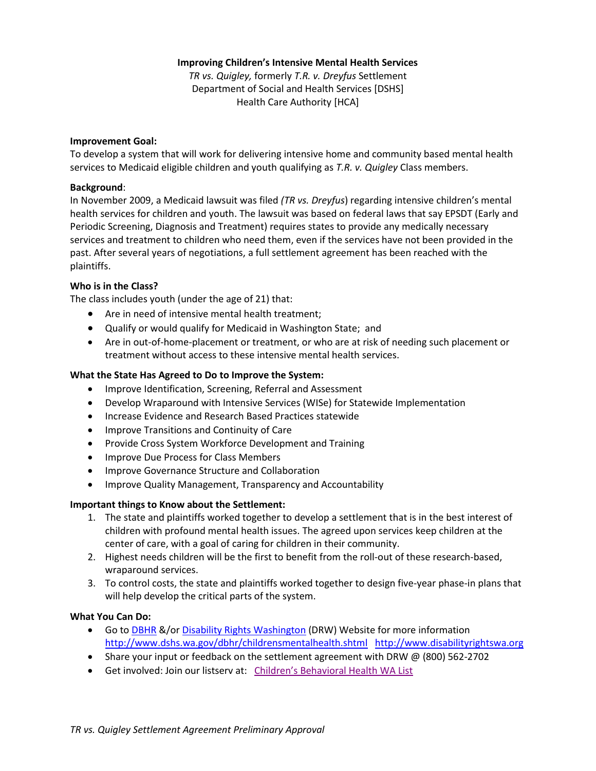**Improving Children's Intensive Mental Health Services**

*TR vs. Quigley,* formerly *T.R. v. Dreyfus* Settlement
Department of Social and Health Services [DSHS]
Health Care Authority [HCA]

**Improvement Goal:**
To develop a system that will work for delivering intensive home and community based mental health services to Medicaid eligible children and youth qualifying as *T.R. v. Quigley* Class members.

**Background**:
In November 2009, a Medicaid lawsuit was filed *(TR vs. Dreyfus*) regarding intensive children's mental health services for children and youth. The lawsuit was based on federal laws that say EPSDT (Early and Periodic Screening, Diagnosis and Treatment) requires states to provide any medically necessary services and treatment to children who need them, even if the services have not been provided in the past. After several years of negotiations, a full settlement agreement has been reached with the plaintiffs.

**Who is in the Class?**
The class includes youth (under the age of 21) that:

- Are in need of intensive mental health treatment;
- Qualify or would qualify for Medicaid in Washington State; and
- Are in out-of-home-placement or treatment, or who are at risk of needing such placement or treatment without access to these intensive mental health services.

**What the State Has Agreed to Do to Improve the System:**

- Improve Identification, Screening, Referral and Assessment
- Develop Wraparound with Intensive Services (WISe) for Statewide Implementation
- Increase Evidence and Research Based Practices statewide
- Improve Transitions and Continuity of Care
- Provide Cross System Workforce Development and Training
- Improve Due Process for Class Members
- Improve Governance Structure and Collaboration
- Improve Quality Management, Transparency and Accountability

**Important things to Know about the Settlement:**

1. The state and plaintiffs worked together to develop a settlement that is in the best interest of children with profound mental health issues. The agreed upon services keep children at the center of care, with a goal of caring for children in their community.
2. Highest needs children will be the first to benefit from the roll-out of these research-based, wraparound services.
3. To control costs, the state and plaintiffs worked together to design five-year phase-in plans that will help develop the critical parts of the system.

**What You Can Do:**

- Go to DBHR &/or Disability Rights Washington (DRW) Website for more information http://www.dshs.wa.gov/dbhr/childrensmentalhealth.shtml http://www.disabilityrightswa.org
- Share your input or feedback on the settlement agreement with DRW @ (800) 562-2702
- Get involved: Join our listserv at: Children's Behavioral Health WA List

*TR vs. Quigley Settlement Agreement Preliminary Approval*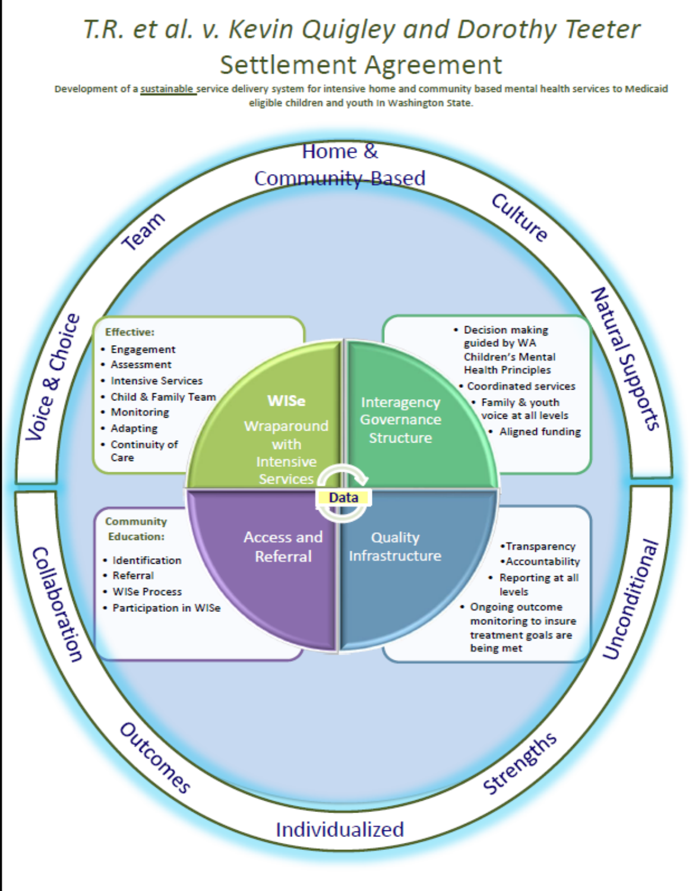# *T.R. et al. v. Kevin Quigley and Dorothy Teeter*

# Settlement Agreement

Development of a sustainable service delivery system for intensive home and community based mental health services to Medicaid eligible children and youth in Washington State.

Home & Community-Based

Culture

Natural Supports

Unconditional

Strengths

Individualized

Outcomes

Collaboration

Voice & Choice

Team

**Effective:**

- Engagement
- Assessment
- Intensive Services
- Child & Family Team
- Monitoring
- Adapting
- Continuity of Care

**WISe**

Wraparound with Intensive Services

Interagency Governance Structure

- Decision making guided by WA Children's Mental Health Principles
- Coordinated services
  - Family & youth voice at all levels
  - Aligned funding

Data

**Community Education:**

- Identification
- Referral
- WISe Process
- Participation in WISe

Access and Referral

Quality Infrastructure

- Transparency
- Accountability
- Reporting at all levels
- Ongoing outcome monitoring to insure treatment goals are being met